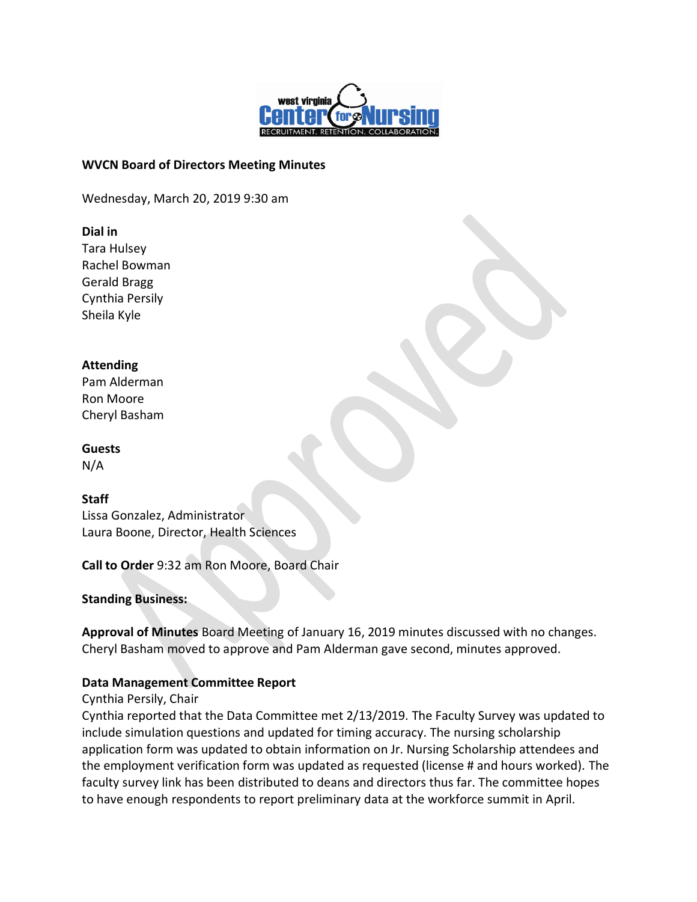**WVCN Board of Directors Meeting Minutes**

Wednesday, March 20, 2019 9:30 am

**Dial in**
Tara Hulsey
Rachel Bowman
Gerald Bragg
Cynthia Persily
Sheila Kyle

**Attending**
Pam Alderman
Ron Moore
Cheryl Basham

**Guests**
N/A

**Staff**
Lissa Gonzalez, Administrator
Laura Boone, Director, Health Sciences

**Call to Order** 9:32 am Ron Moore, Board Chair

**Standing Business:**

**Approval of Minutes** Board Meeting of January 16, 2019 minutes discussed with no changes. Cheryl Basham moved to approve and Pam Alderman gave second, minutes approved.

**Data Management Committee Report**
Cynthia Persily, Chair
Cynthia reported that the Data Committee met 2/13/2019. The Faculty Survey was updated to include simulation questions and updated for timing accuracy. The nursing scholarship application form was updated to obtain information on Jr. Nursing Scholarship attendees and the employment verification form was updated as requested (license # and hours worked). The faculty survey link has been distributed to deans and directors thus far. The committee hopes to have enough respondents to report preliminary data at the workforce summit in April.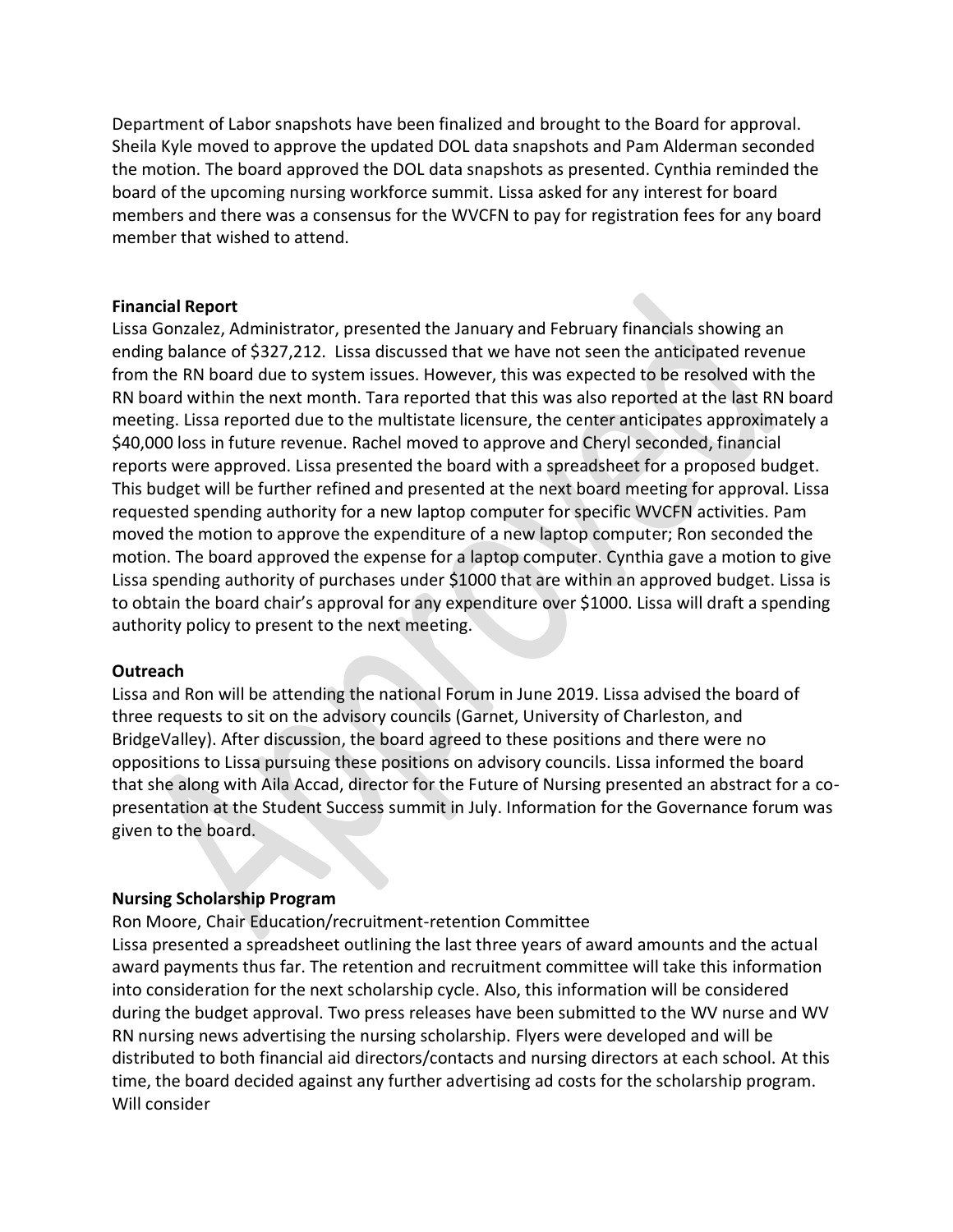Department of Labor snapshots have been finalized and brought to the Board for approval. Sheila Kyle moved to approve the updated DOL data snapshots and Pam Alderman seconded the motion. The board approved the DOL data snapshots as presented. Cynthia reminded the board of the upcoming nursing workforce summit. Lissa asked for any interest for board members and there was a consensus for the WVCFN to pay for registration fees for any board member that wished to attend.

**Financial Report**

Lissa Gonzalez, Administrator, presented the January and February financials showing an ending balance of $327,212. Lissa discussed that we have not seen the anticipated revenue from the RN board due to system issues. However, this was expected to be resolved with the RN board within the next month. Tara reported that this was also reported at the last RN board meeting. Lissa reported due to the multistate licensure, the center anticipates approximately a $40,000 loss in future revenue. Rachel moved to approve and Cheryl seconded, financial reports were approved. Lissa presented the board with a spreadsheet for a proposed budget. This budget will be further refined and presented at the next board meeting for approval. Lissa requested spending authority for a new laptop computer for specific WVCFN activities. Pam moved the motion to approve the expenditure of a new laptop computer; Ron seconded the motion. The board approved the expense for a laptop computer. Cynthia gave a motion to give Lissa spending authority of purchases under $1000 that are within an approved budget. Lissa is to obtain the board chair's approval for any expenditure over $1000. Lissa will draft a spending authority policy to present to the next meeting.

**Outreach**

Lissa and Ron will be attending the national Forum in June 2019. Lissa advised the board of three requests to sit on the advisory councils (Garnet, University of Charleston, and BridgeValley). After discussion, the board agreed to these positions and there were no oppositions to Lissa pursuing these positions on advisory councils. Lissa informed the board that she along with Aila Accad, director for the Future of Nursing presented an abstract for a co-presentation at the Student Success summit in July. Information for the Governance forum was given to the board.

**Nursing Scholarship Program**

Ron Moore, Chair Education/recruitment-retention Committee

Lissa presented a spreadsheet outlining the last three years of award amounts and the actual award payments thus far. The retention and recruitment committee will take this information into consideration for the next scholarship cycle. Also, this information will be considered during the budget approval. Two press releases have been submitted to the WV nurse and WV RN nursing news advertising the nursing scholarship. Flyers were developed and will be distributed to both financial aid directors/contacts and nursing directors at each school. At this time, the board decided against any further advertising ad costs for the scholarship program. Will consider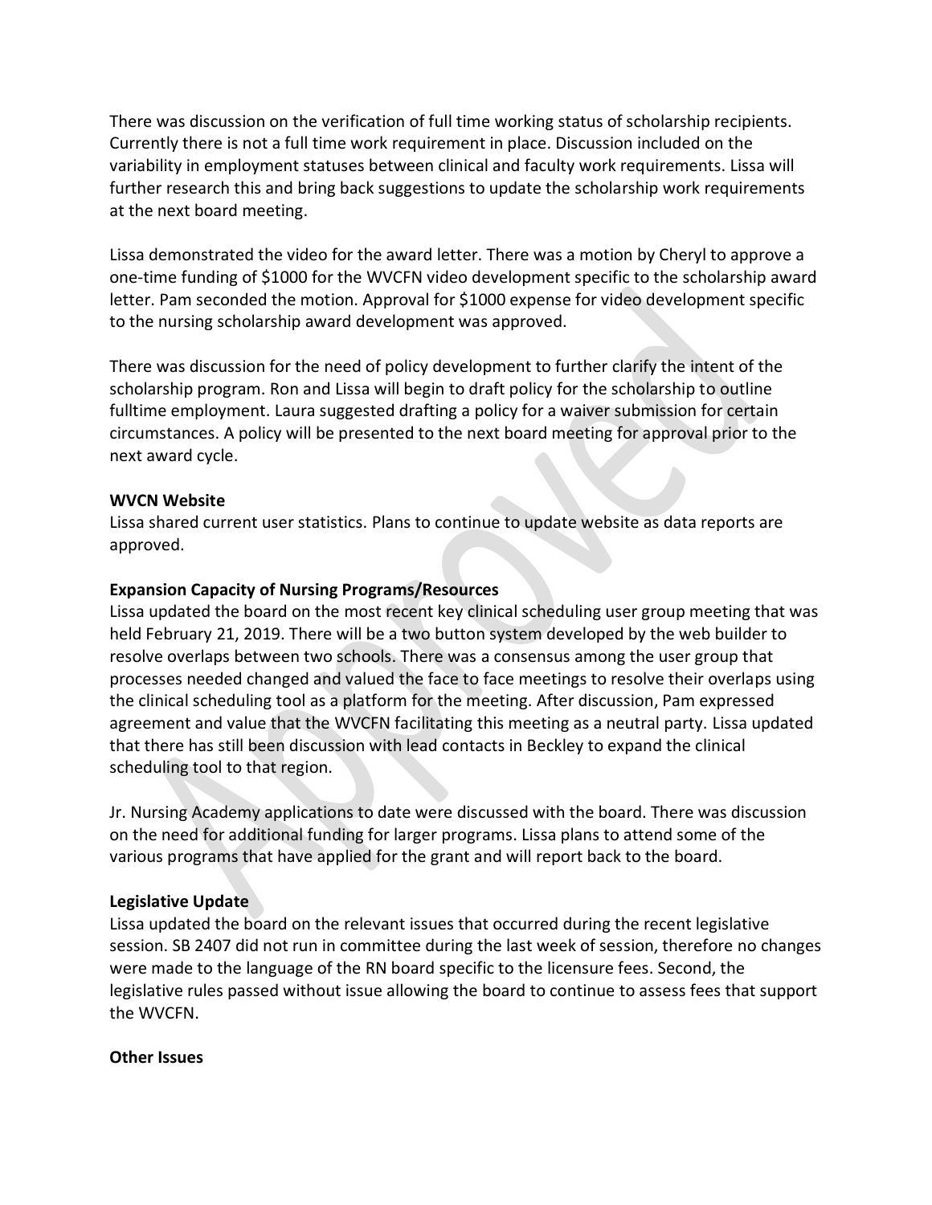There was discussion on the verification of full time working status of scholarship recipients. Currently there is not a full time work requirement in place. Discussion included on the variability in employment statuses between clinical and faculty work requirements. Lissa will further research this and bring back suggestions to update the scholarship work requirements at the next board meeting.

Lissa demonstrated the video for the award letter. There was a motion by Cheryl to approve a one-time funding of $1000 for the WVCFN video development specific to the scholarship award letter. Pam seconded the motion. Approval for $1000 expense for video development specific to the nursing scholarship award development was approved.

There was discussion for the need of policy development to further clarify the intent of the scholarship program. Ron and Lissa will begin to draft policy for the scholarship to outline fulltime employment. Laura suggested drafting a policy for a waiver submission for certain circumstances. A policy will be presented to the next board meeting for approval prior to the next award cycle.

**WVCN Website**

Lissa shared current user statistics. Plans to continue to update website as data reports are approved.

**Expansion Capacity of Nursing Programs/Resources**

Lissa updated the board on the most recent key clinical scheduling user group meeting that was held February 21, 2019. There will be a two button system developed by the web builder to resolve overlaps between two schools. There was a consensus among the user group that processes needed changed and valued the face to face meetings to resolve their overlaps using the clinical scheduling tool as a platform for the meeting. After discussion, Pam expressed agreement and value that the WVCFN facilitating this meeting as a neutral party. Lissa updated that there has still been discussion with lead contacts in Beckley to expand the clinical scheduling tool to that region.

Jr. Nursing Academy applications to date were discussed with the board. There was discussion on the need for additional funding for larger programs. Lissa plans to attend some of the various programs that have applied for the grant and will report back to the board.

**Legislative Update**

Lissa updated the board on the relevant issues that occurred during the recent legislative session. SB 2407 did not run in committee during the last week of session, therefore no changes were made to the language of the RN board specific to the licensure fees. Second, the legislative rules passed without issue allowing the board to continue to assess fees that support the WVCFN.

**Other Issues**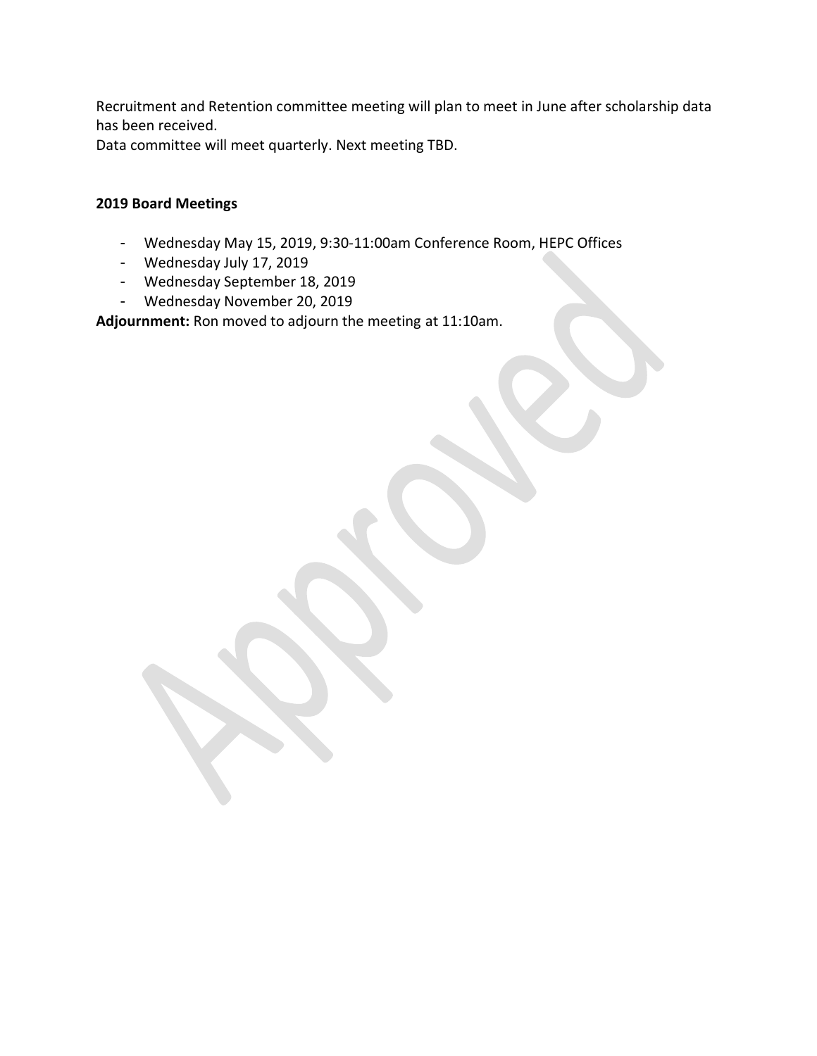Recruitment and Retention committee meeting will plan to meet in June after scholarship data has been received.

Data committee will meet quarterly. Next meeting TBD.

**2019 Board Meetings**

- Wednesday May 15, 2019, 9:30-11:00am Conference Room, HEPC Offices
- Wednesday July 17, 2019
- Wednesday September 18, 2019
- Wednesday November 20, 2019

**Adjournment:** Ron moved to adjourn the meeting at 11:10am.